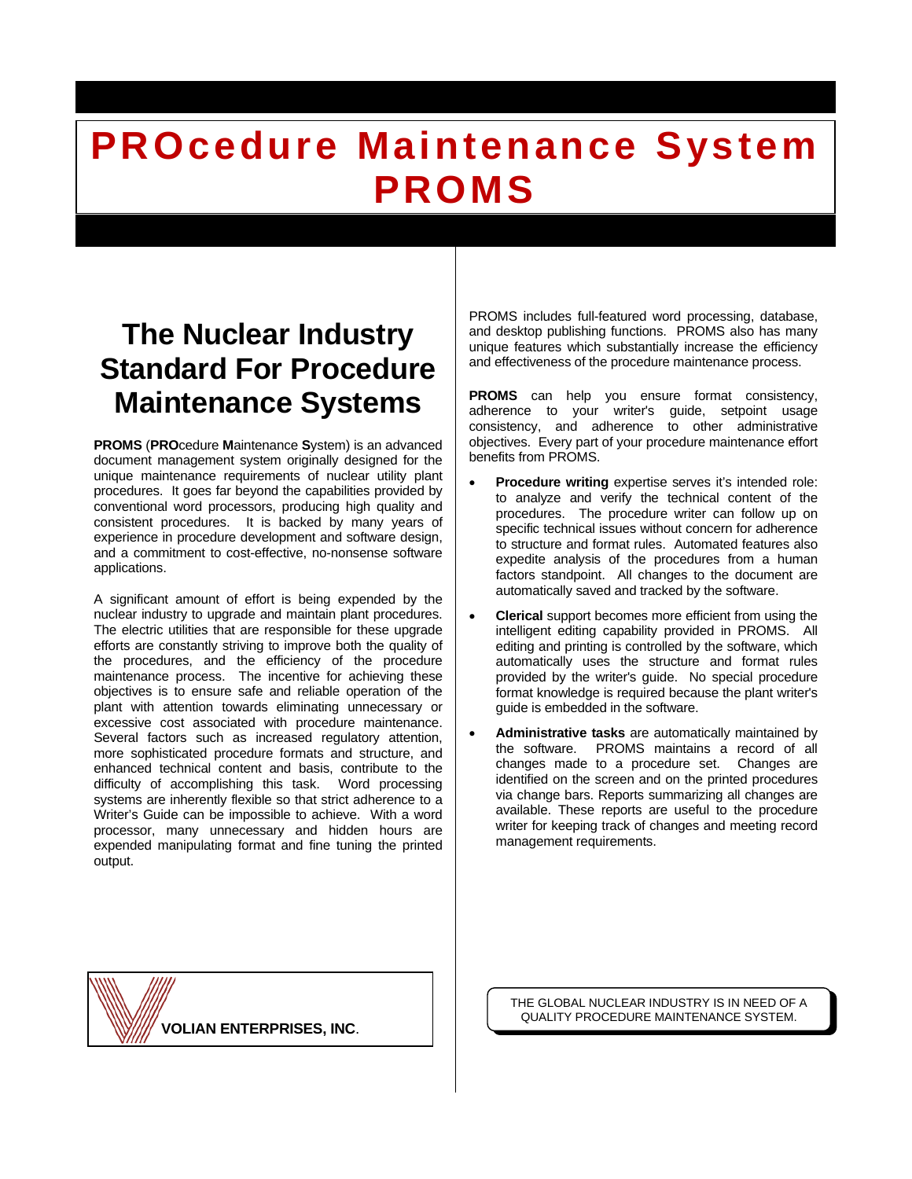# PROcedure Maintenance System PROMS

## The Nuclear Industry Standard For Procedure Maintenance Systems

**PROMS** (**PRO**cedure **M**aintenance **S**ystem) is an advanced document management system originally designed for the unique maintenance requirements of nuclear utility plant procedures. It goes far beyond the capabilities provided by conventional word processors, producing high quality and consistent procedures. It is backed by many years of experience in procedure development and software design, and a commitment to cost-effective, no-nonsense software applications.

A significant amount of effort is being expended by the nuclear industry to upgrade and maintain plant procedures. The electric utilities that are responsible for these upgrade efforts are constantly striving to improve both the quality of the procedures, and the efficiency of the procedure maintenance process. The incentive for achieving these objectives is to ensure safe and reliable operation of the plant with attention towards eliminating unnecessary or excessive cost associated with procedure maintenance. Several factors such as increased regulatory attention, more sophisticated procedure formats and structure, and enhanced technical content and basis, contribute to the difficulty of accomplishing this task. Word processing systems are inherently flexible so that strict adherence to a Writer's Guide can be impossible to achieve. With a word processor, many unnecessary and hidden hours are expended manipulating format and fine tuning the printed output.

**VOLIAN ENTERPRISES, INC**.

PROMS includes full-featured word processing, database, and desktop publishing functions. PROMS also has many unique features which substantially increase the efficiency and effectiveness of the procedure maintenance process.

**PROMS** can help you ensure format consistency, adherence to your writer's guide, setpoint usage consistency, and adherence to other administrative objectives. Every part of your procedure maintenance effort benefits from PROMS.

- **Procedure writing** expertise serves it's intended role: to analyze and verify the technical content of the procedures. The procedure writer can follow up on specific technical issues without concern for adherence to structure and format rules. Automated features also expedite analysis of the procedures from a human factors standpoint. All changes to the document are automatically saved and tracked by the software.
- **Clerical** support becomes more efficient from using the intelligent editing capability provided in PROMS. All editing and printing is controlled by the software, which automatically uses the structure and format rules provided by the writer's guide. No special procedure format knowledge is required because the plant writer's guide is embedded in the software.
- **Administrative tasks** are automatically maintained by the software. PROMS maintains a record of all changes made to a procedure set. Changes are identified on the screen and on the printed procedures via change bars. Reports summarizing all changes are available. These reports are useful to the procedure writer for keeping track of changes and meeting record management requirements.

THE GLOBAL NUCLEAR INDUSTRY IS IN NEED OF A QUALITY PROCEDURE MAINTENANCE SYSTEM.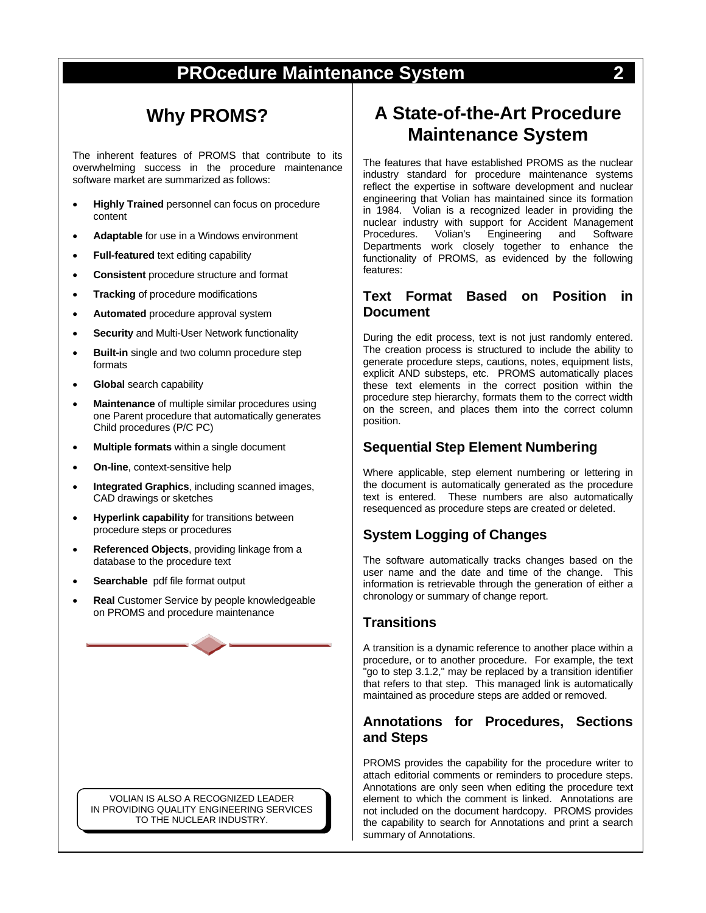## Why PROMS?

The inherent features of PROMS that contribute to its overwhelming success in the procedure maintenance software market are summarized as follows:

- **Highly Trained** personnel can focus on procedure content
- **Adaptable** for use in a Windows environment
- **Full-featured** text editing capability
- **Consistent** procedure structure and format
- **Tracking** of procedure modifications
- **Automated** procedure approval system
- **Security** and Multi-User Network functionality
- **Built-in** single and two column procedure step formats
- **Global** search capability
- **Maintenance** of multiple similar procedures using one Parent procedure that automatically generates Child procedures (P/C PC)
- **Multiple formats** within a single document
- **On-line**, context-sensitive help
- **Integrated Graphics**, including scanned images, CAD drawings or sketches
- **Hyperlink capability** for transitions between procedure steps or procedures
- **Referenced Objects**, providing linkage from a database to the procedure text
- **Searchable** pdf file format output
- **Real** Customer Service by people knowledgeable on PROMS and procedure maintenance

VOLIAN IS ALSO A RECOGNIZED LEADER IN PROVIDING QUALITY ENGINEERING SERVICES TO THE NUCLEAR INDUSTRY.

## A State-of-the-Art Procedure Maintenance System

The features that have established PROMS as the nuclear industry standard for procedure maintenance systems reflect the expertise in software development and nuclear engineering that Volian has maintained since its formation in 1984. Volian is a recognized leader in providing the nuclear industry with support for Accident Management Procedures. Volian's Engineering and Software Departments work closely together to enhance the functionality of PROMS, as evidenced by the following features:

### Text Format Based on Position in Document

During the edit process, text is not just randomly entered. The creation process is structured to include the ability to generate procedure steps, cautions, notes, equipment lists, explicit AND substeps, etc. PROMS automatically places these text elements in the correct position within the procedure step hierarchy, formats them to the correct width on the screen, and places them into the correct column position.

### Sequential Step Element Numbering

Where applicable, step element numbering or lettering in the document is automatically generated as the procedure text is entered. These numbers are also automatically resequenced as procedure steps are created or deleted.

### System Logging of Changes

The software automatically tracks changes based on the user name and the date and time of the change. This information is retrievable through the generation of either a chronology or summary of change report.

### Transitions

A transition is a dynamic reference to another place within a procedure, or to another procedure. For example, the text "go to step 3.1.2," may be replaced by a transition identifier that refers to that step. This managed link is automatically maintained as procedure steps are added or removed.

### Annotations for Procedures, Sections and Steps

PROMS provides the capability for the procedure writer to attach editorial comments or reminders to procedure steps. Annotations are only seen when editing the procedure text element to which the comment is linked. Annotations are not included on the document hardcopy. PROMS provides the capability to search for Annotations and print a search summary of Annotations.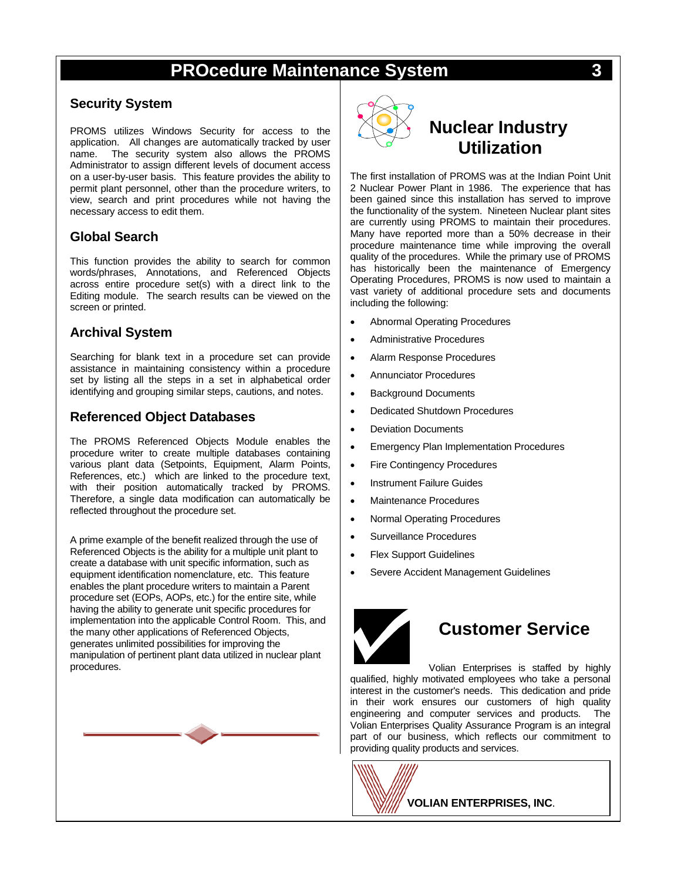## Security System

PROMS utilizes Windows Security for access to the application. All changes are automatically tracked by user name. The security system also allows the PROMS Administrator to assign different levels of document access on a user-by-user basis. This feature provides the ability to permit plant personnel, other than the procedure writers, to view, search and print procedures while not having the necessary access to edit them.

## Global Search

This function provides the ability to search for common words/phrases, Annotations, and Referenced Objects across entire procedure set(s) with a direct link to the Editing module. The search results can be viewed on the screen or printed.

## Archival System

Searching for blank text in a procedure set can provide assistance in maintaining consistency within a procedure set by listing all the steps in a set in alphabetical order identifying and grouping similar steps, cautions, and notes.

## Referenced Object Databases

The PROMS Referenced Objects Module enables the procedure writer to create multiple databases containing various plant data (Setpoints, Equipment, Alarm Points, References, etc.) which are linked to the procedure text, with their position automatically tracked by PROMS. Therefore, a single data modification can automatically be reflected throughout the procedure set.

A prime example of the benefit realized through the use of Referenced Objects is the ability for a multiple unit plant to create a database with unit specific information, such as equipment identification nomenclature, etc. This feature enables the plant procedure writers to maintain a Parent procedure set (EOPs, AOPs, etc.) for the entire site, while having the ability to generate unit specific procedures for implementation into the applicable Control Room. This, and the many other applications of Referenced Objects, generates unlimited possibilities for improving the manipulation of pertinent plant data utilized in nuclear plant procedures.

## Nuclear Industry Utilization

The first installation of PROMS was at the Indian Point Unit 2 Nuclear Power Plant in 1986. The experience that has been gained since this installation has served to improve the functionality of the system. Nineteen Nuclear plant sites are currently using PROMS to maintain their procedures. Many have reported more than a 50% decrease in their procedure maintenance time while improving the overall quality of the procedures. While the primary use of PROMS has historically been the maintenance of Emergency Operating Procedures, PROMS is now used to maintain a vast variety of additional procedure sets and documents including the following:

- Abnormal Operating Procedures
- Administrative Procedures
- Alarm Response Procedures
- Annunciator Procedures
- Background Documents
- Dedicated Shutdown Procedures
- Deviation Documents
- Emergency Plan Implementation Procedures
- Fire Contingency Procedures
- Instrument Failure Guides
- Maintenance Procedures
- Normal Operating Procedures
- Surveillance Procedures
- Flex Support Guidelines
- Severe Accident Management Guidelines

## Customer Service

Volian Enterprises is staffed by highly qualified, highly motivated employees who take a personal interest in the customer's needs. This dedication and pride in their work ensures our customers of high quality engineering and computer services and products. The Volian Enterprises Quality Assurance Program is an integral part of our business, which reflects our commitment to providing quality products and services.

**VOLIAN ENTERPRISES, INC.**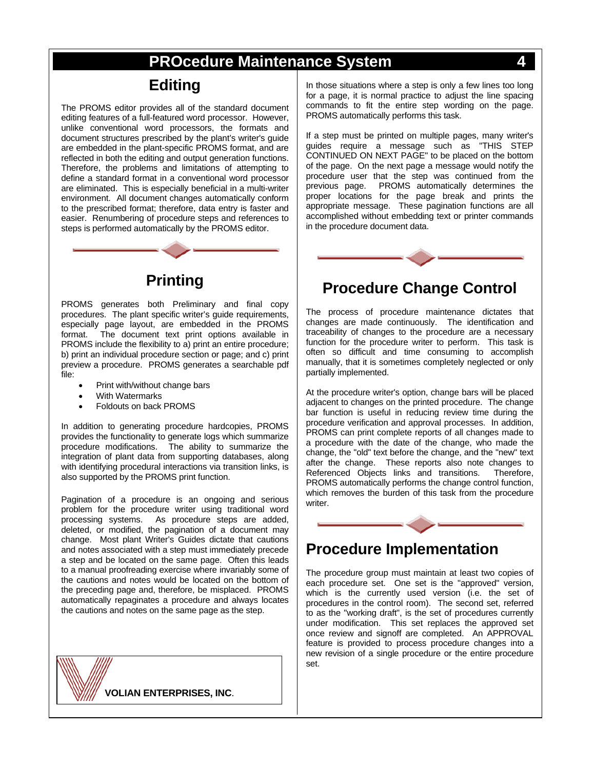# PROcedure Maintenance System

## Editing

The PROMS editor provides all of the standard document editing features of a full-featured word processor. However, unlike conventional word processors, the formats and document structures prescribed by the plant's writer's guide are embedded in the plant-specific PROMS format, and are reflected in both the editing and output generation functions. Therefore, the problems and limitations of attempting to define a standard format in a conventional word processor are eliminated. This is especially beneficial in a multi-writer environment. All document changes automatically conform to the prescribed format; therefore, data entry is faster and easier. Renumbering of procedure steps and references to steps is performed automatically by the PROMS editor.

## Printing

PROMS generates both Preliminary and final copy procedures. The plant specific writer's guide requirements, especially page layout, are embedded in the PROMS format. The document text print options available in PROMS include the flexibility to a) print an entire procedure; b) print an individual procedure section or page; and c) print preview a procedure. PROMS generates a searchable pdf file:

- Print with/without change bars
- With Watermarks
- Foldouts on back PROMS

In addition to generating procedure hardcopies, PROMS provides the functionality to generate logs which summarize procedure modifications. The ability to summarize the integration of plant data from supporting databases, along with identifying procedural interactions via transition links, is also supported by the PROMS print function.

Pagination of a procedure is an ongoing and serious problem for the procedure writer using traditional word processing systems. As procedure steps are added, deleted, or modified, the pagination of a document may change. Most plant Writer's Guides dictate that cautions and notes associated with a step must immediately precede a step and be located on the same page. Often this leads to a manual proofreading exercise where invariably some of the cautions and notes would be located on the bottom of the preceding page and, therefore, be misplaced. PROMS automatically repaginates a procedure and always locates the cautions and notes on the same page as the step.

In those situations where a step is only a few lines too long for a page, it is normal practice to adjust the line spacing commands to fit the entire step wording on the page. PROMS automatically performs this task.

If a step must be printed on multiple pages, many writer's guides require a message such as "THIS STEP CONTINUED ON NEXT PAGE" to be placed on the bottom of the page. On the next page a message would notify the procedure user that the step was continued from the previous page. PROMS automatically determines the proper locations for the page break and prints the appropriate message. These pagination functions are all accomplished without embedding text or printer commands in the procedure document data.

**VOLIAN ENTERPRISES, INC**.

## Procedure Change Control

The process of procedure maintenance dictates that changes are made continuously. The identification and traceability of changes to the procedure are a necessary function for the procedure writer to perform. This task is often so difficult and time consuming to accomplish manually, that it is sometimes completely neglected or only partially implemented.

At the procedure writer's option, change bars will be placed adjacent to changes on the printed procedure. The change bar function is useful in reducing review time during the procedure verification and approval processes. In addition, PROMS can print complete reports of all changes made to a procedure with the date of the change, who made the change, the "old" text before the change, and the "new" text after the change. These reports also note changes to Referenced Objects links and transitions. Therefore, PROMS automatically performs the change control function, which removes the burden of this task from the procedure writer.

## Procedure Implementation

The procedure group must maintain at least two copies of each procedure set. One set is the "approved" version, which is the currently used version (i.e. the set of procedures in the control room). The second set, referred to as the "working draft", is the set of procedures currently under modification. This set replaces the approved set once review and signoff are completed. An APPROVAL feature is provided to process procedure changes into a new revision of a single procedure or the entire procedure set.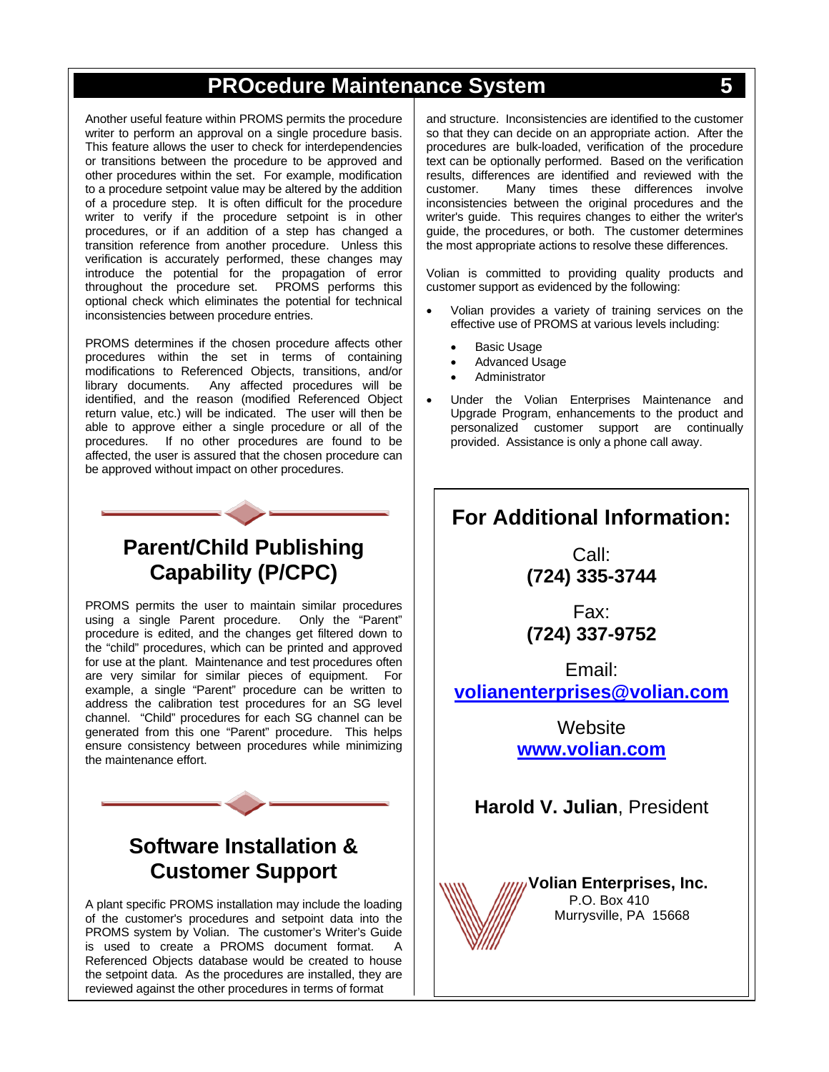Another useful feature within PROMS permits the procedure writer to perform an approval on a single procedure basis. This feature allows the user to check for interdependencies or transitions between the procedure to be approved and other procedures within the set. For example, modification to a procedure setpoint value may be altered by the addition of a procedure step. It is often difficult for the procedure writer to verify if the procedure setpoint is in other procedures, or if an addition of a step has changed a transition reference from another procedure. Unless this verification is accurately performed, these changes may introduce the potential for the propagation of error throughout the procedure set. PROMS performs this optional check which eliminates the potential for technical inconsistencies between procedure entries.

PROMS determines if the chosen procedure affects other procedures within the set in terms of containing modifications to Referenced Objects, transitions, and/or library documents. Any affected procedures will be identified, and the reason (modified Referenced Object return value, etc.) will be indicated. The user will then be able to approve either a single procedure or all of the procedures. If no other procedures are found to be affected, the user is assured that the chosen procedure can be approved without impact on other procedures.

## Parent/Child Publishing Capability (P/CPC)

PROMS permits the user to maintain similar procedures using a single Parent procedure. Only the "Parent" procedure is edited, and the changes get filtered down to the "child" procedures, which can be printed and approved for use at the plant. Maintenance and test procedures often are very similar for similar pieces of equipment. For example, a single "Parent" procedure can be written to address the calibration test procedures for an SG level channel. "Child" procedures for each SG channel can be generated from this one "Parent" procedure. This helps ensure consistency between procedures while minimizing the maintenance effort.

## Software Installation & Customer Support

A plant specific PROMS installation may include the loading of the customer's procedures and setpoint data into the PROMS system by Volian. The customer's Writer's Guide is used to create a PROMS document format. A Referenced Objects database would be created to house the setpoint data. As the procedures are installed, they are reviewed against the other procedures in terms of format and structure. Inconsistencies are identified to the customer so that they can decide on an appropriate action. After the procedures are bulk-loaded, verification of the procedure text can be optionally performed. Based on the verification results, differences are identified and reviewed with the customer. Many times these differences involve inconsistencies between the original procedures and the writer's guide. This requires changes to either the writer's guide, the procedures, or both. The customer determines the most appropriate actions to resolve these differences.

Volian is committed to providing quality products and customer support as evidenced by the following:

- Volian provides a variety of training services on the effective use of PROMS at various levels including:
  - Basic Usage
  - Advanced Usage
  - Administrator
- Under the Volian Enterprises Maintenance and Upgrade Program, enhancements to the product and personalized customer support are continually provided. Assistance is only a phone call away.

## For Additional Information:

Call:
**(724) 335-3744**

Fax:
**(724) 337-9752**

Email:
**volianenterprises@volian.com**

Website
**www.volian.com**

**Harold V. Julian**, President

**Volian Enterprises, Inc.**
P.O. Box 410
Murrysville, PA 15668